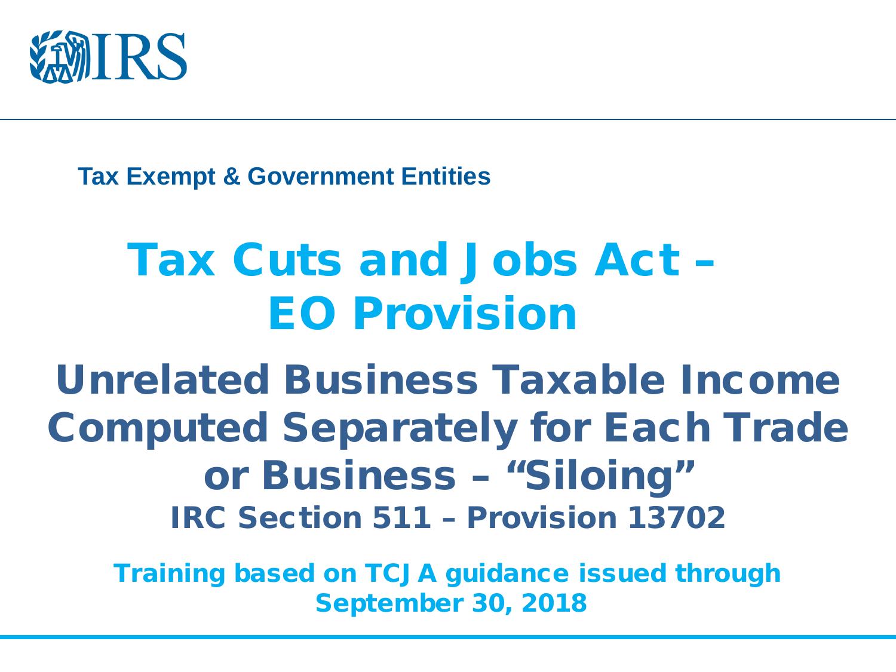IRS

**Tax Exempt & Government Entities**

# Tax Cuts and Jobs Act – EO Provision

## Unrelated Business Taxable Income Computed Separately for Each Trade or Business – "Siloing"

### IRC Section 511 – Provision 13702

**Training based on TCJA guidance issued through September 30, 2018**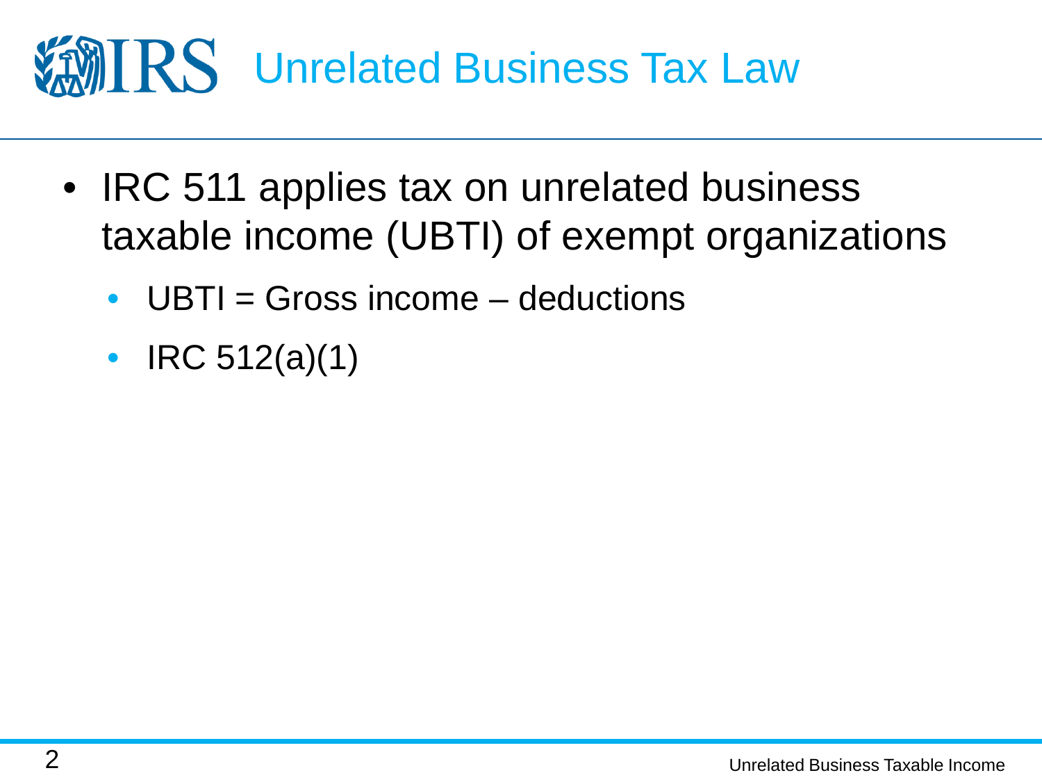# Unrelated Business Tax Law

- IRC 511 applies tax on unrelated business taxable income (UBTI) of exempt organizations
  - UBTI = Gross income – deductions
  - IRC 512(a)(1)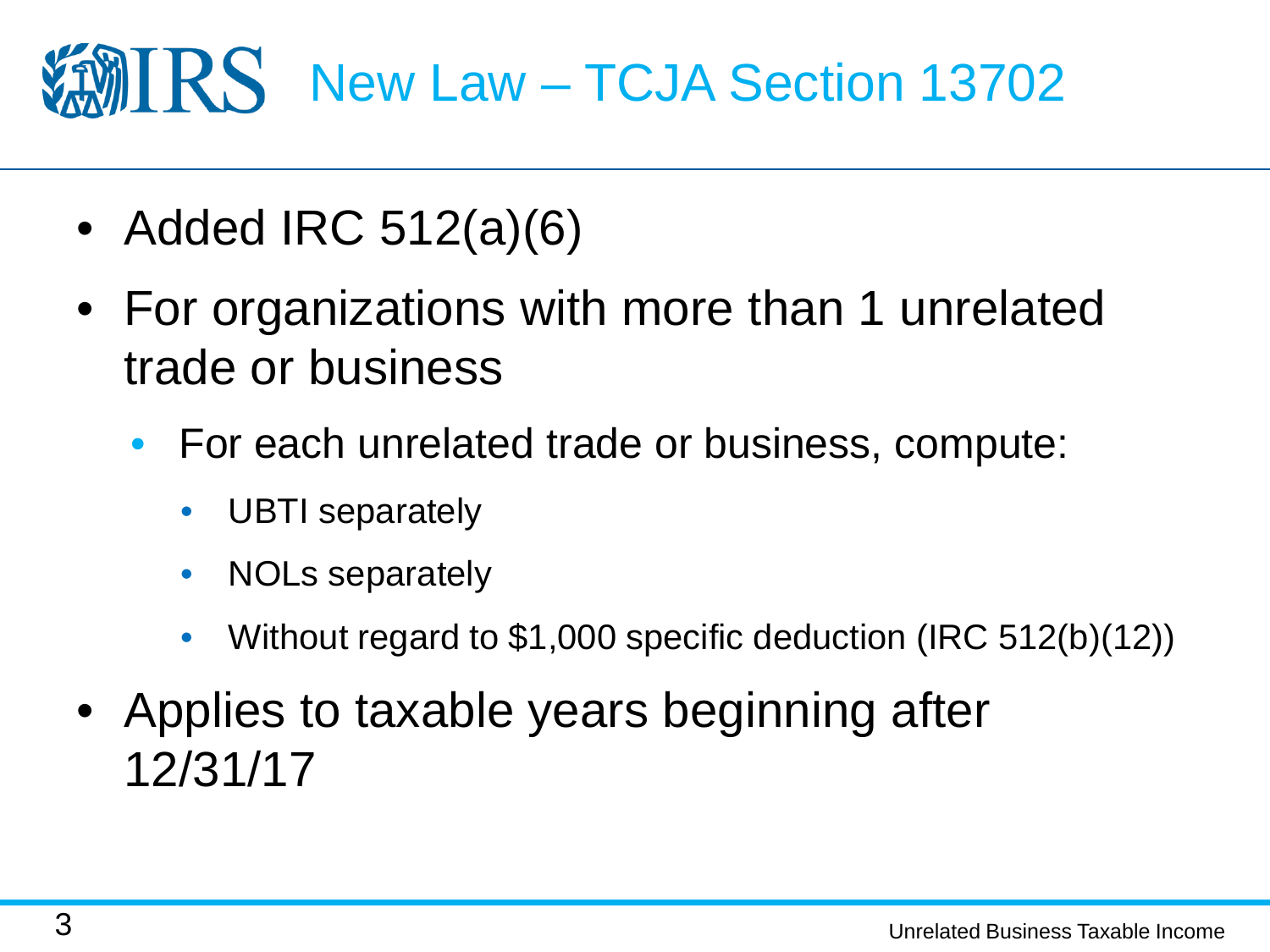# New Law – TCJA Section 13702

- Added IRC 512(a)(6)
- For organizations with more than 1 unrelated trade or business
  - For each unrelated trade or business, compute:
    - UBTI separately
    - NOLs separately
    - Without regard to $1,000 specific deduction (IRC 512(b)(12))
- Applies to taxable years beginning after 12/31/17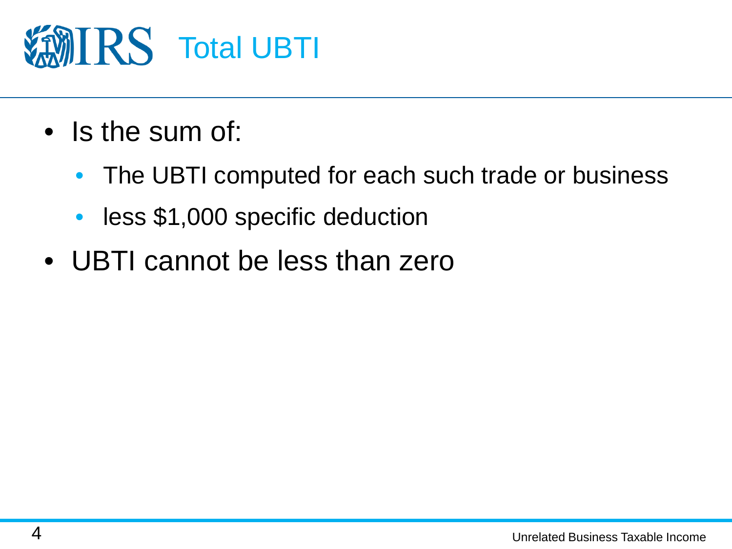# Total UBTI

- Is the sum of:
  - The UBTI computed for each such trade or business
  - less $1,000 specific deduction
- UBTI cannot be less than zero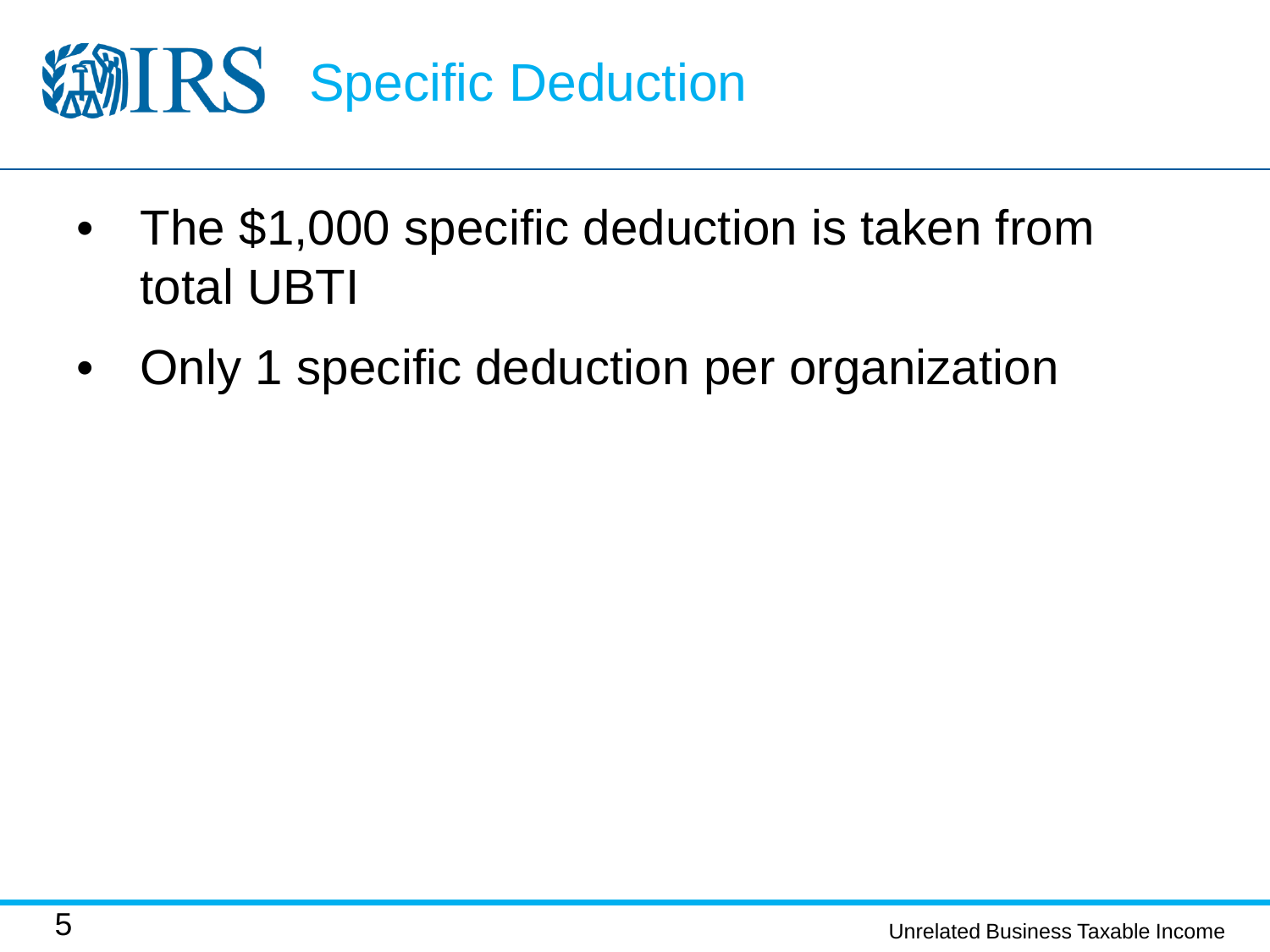# Specific Deduction

- The $1,000 specific deduction is taken from total UBTI
- Only 1 specific deduction per organization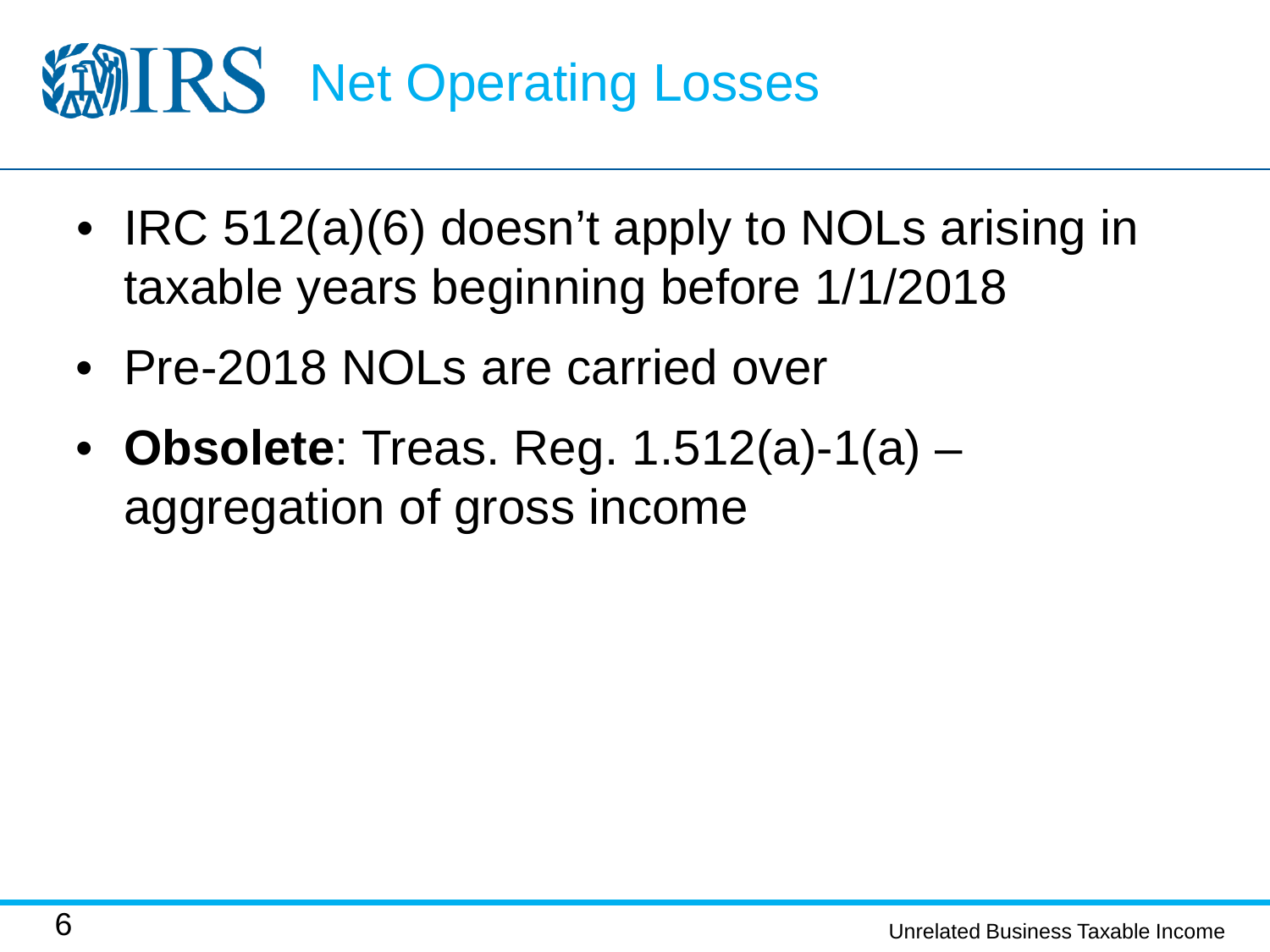# Net Operating Losses

- IRC 512(a)(6) doesn't apply to NOLs arising in taxable years beginning before 1/1/2018
- Pre-2018 NOLs are carried over
- **Obsolete**: Treas. Reg. 1.512(a)-1(a) – aggregation of gross income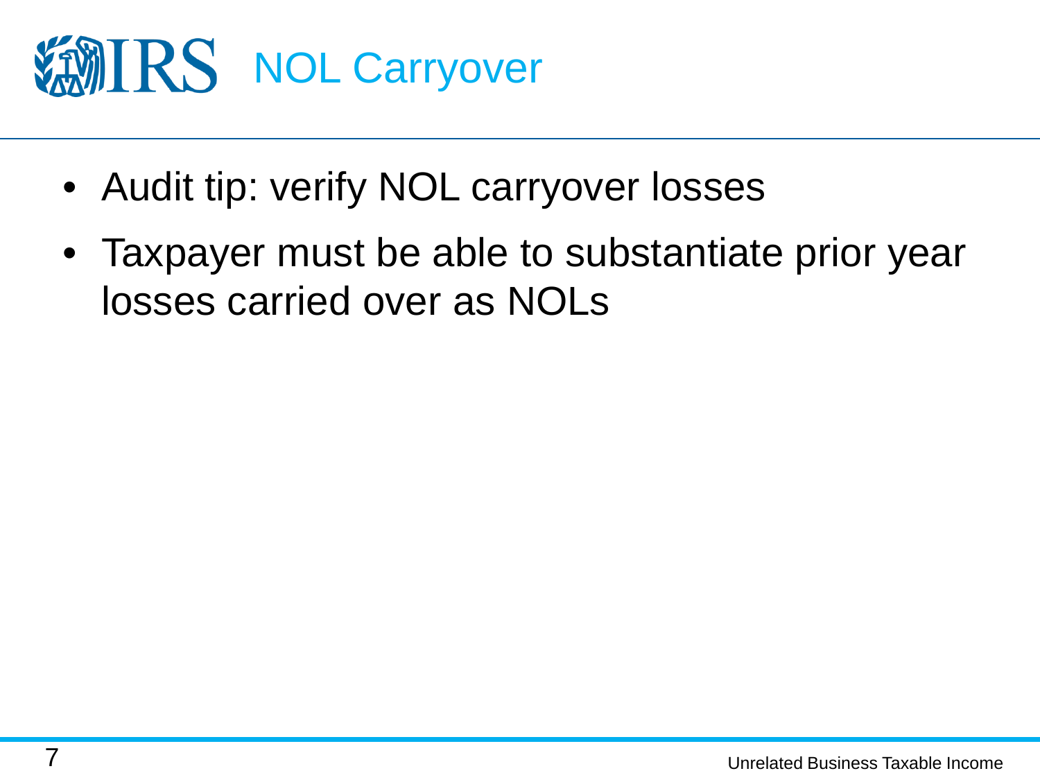# NOL Carryover

- Audit tip: verify NOL carryover losses
- Taxpayer must be able to substantiate prior year losses carried over as NOLs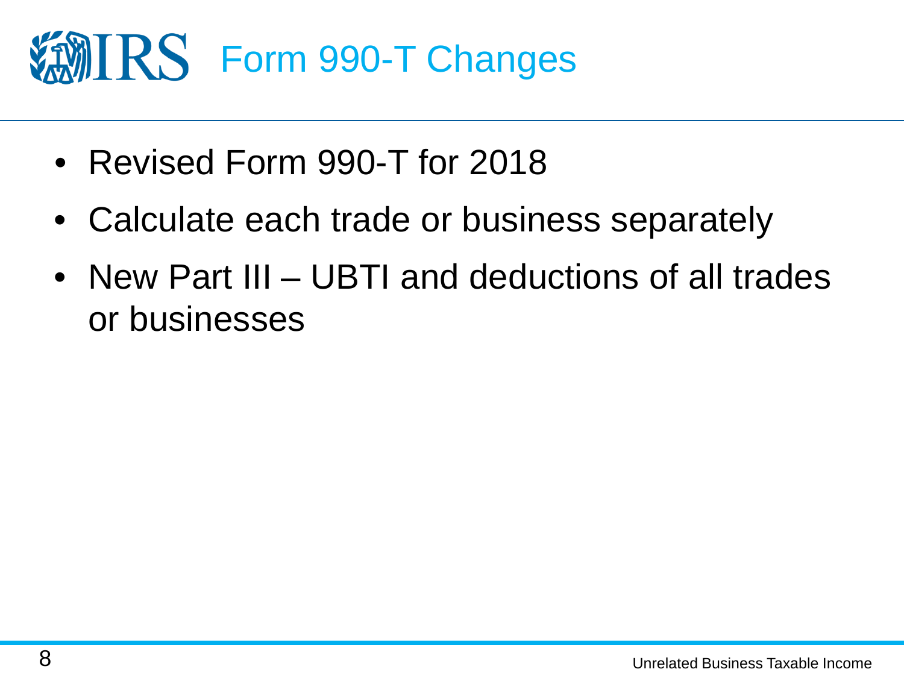# Form 990-T Changes

- Revised Form 990-T for 2018
- Calculate each trade or business separately
- New Part III – UBTI and deductions of all trades or businesses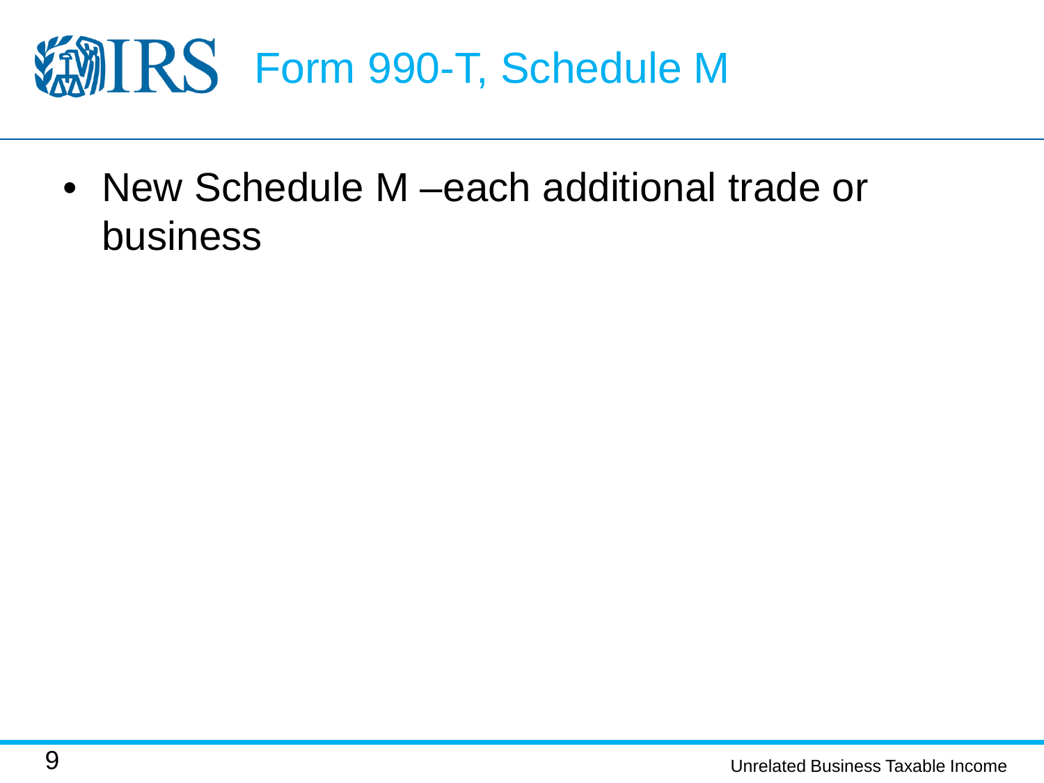# Form 990-T, Schedule M

- New Schedule M –each additional trade or business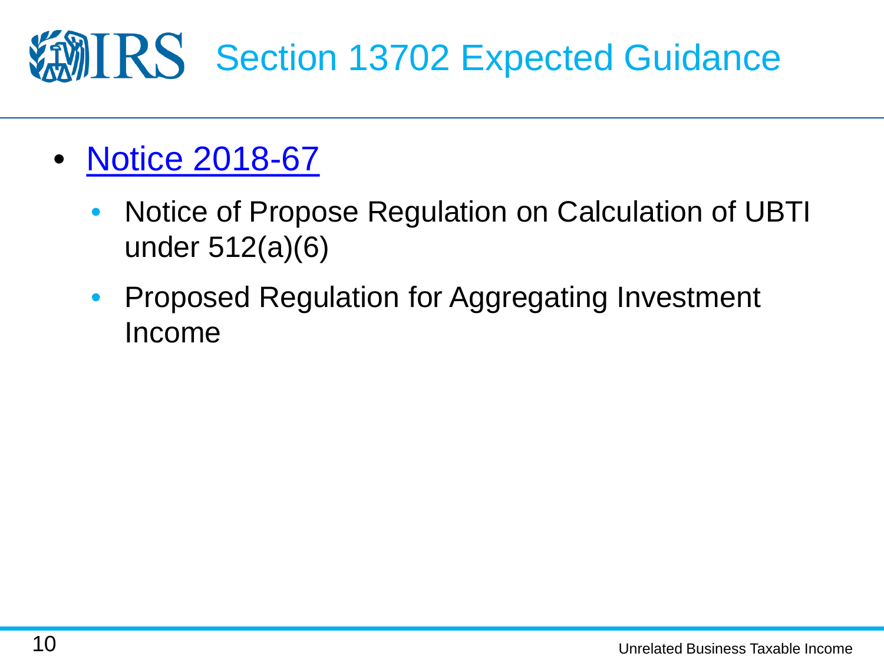# Section 13702 Expected Guidance

- Notice 2018-67
  - Notice of Propose Regulation on Calculation of UBTI under 512(a)(6)
  - Proposed Regulation for Aggregating Investment Income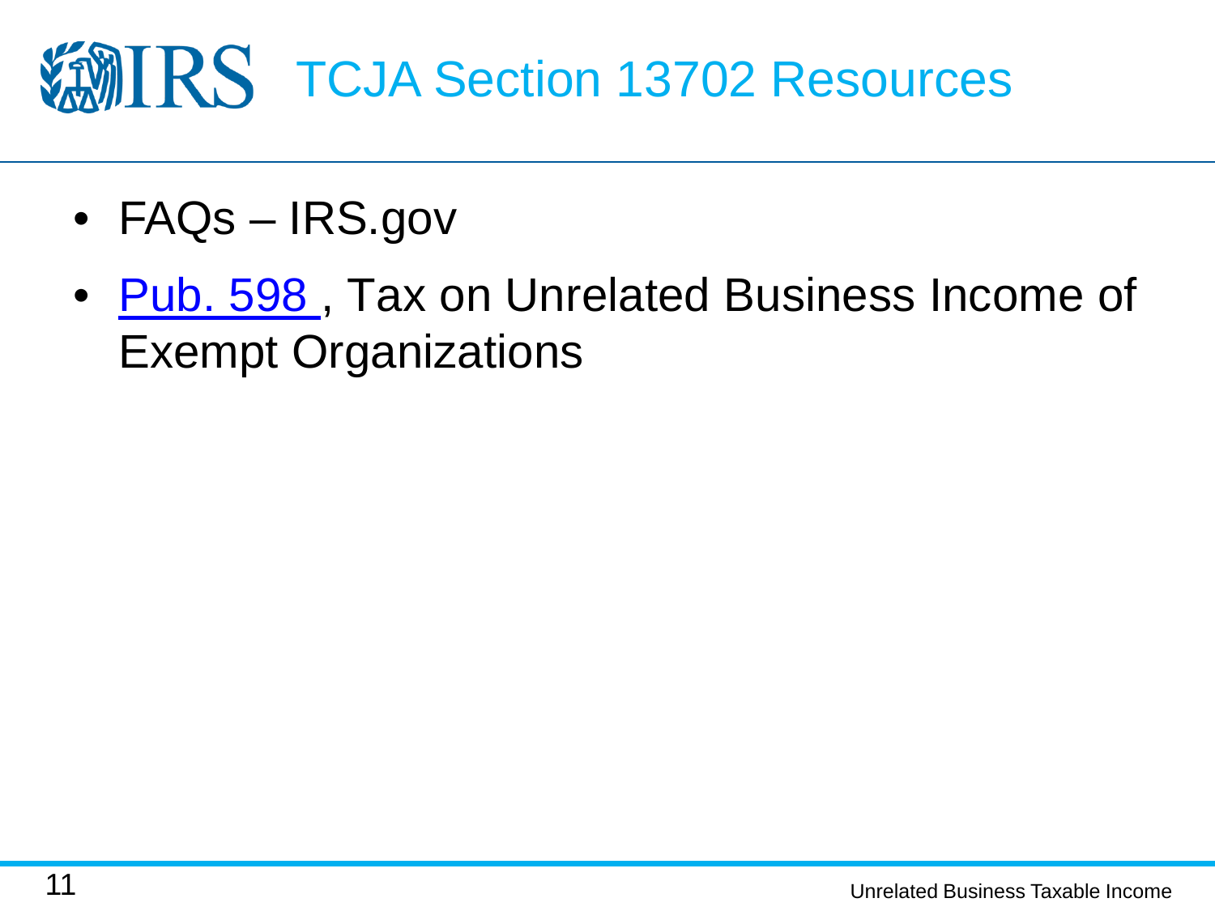# TCJA Section 13702 Resources

- FAQs – IRS.gov
- Pub. 598 , Tax on Unrelated Business Income of Exempt Organizations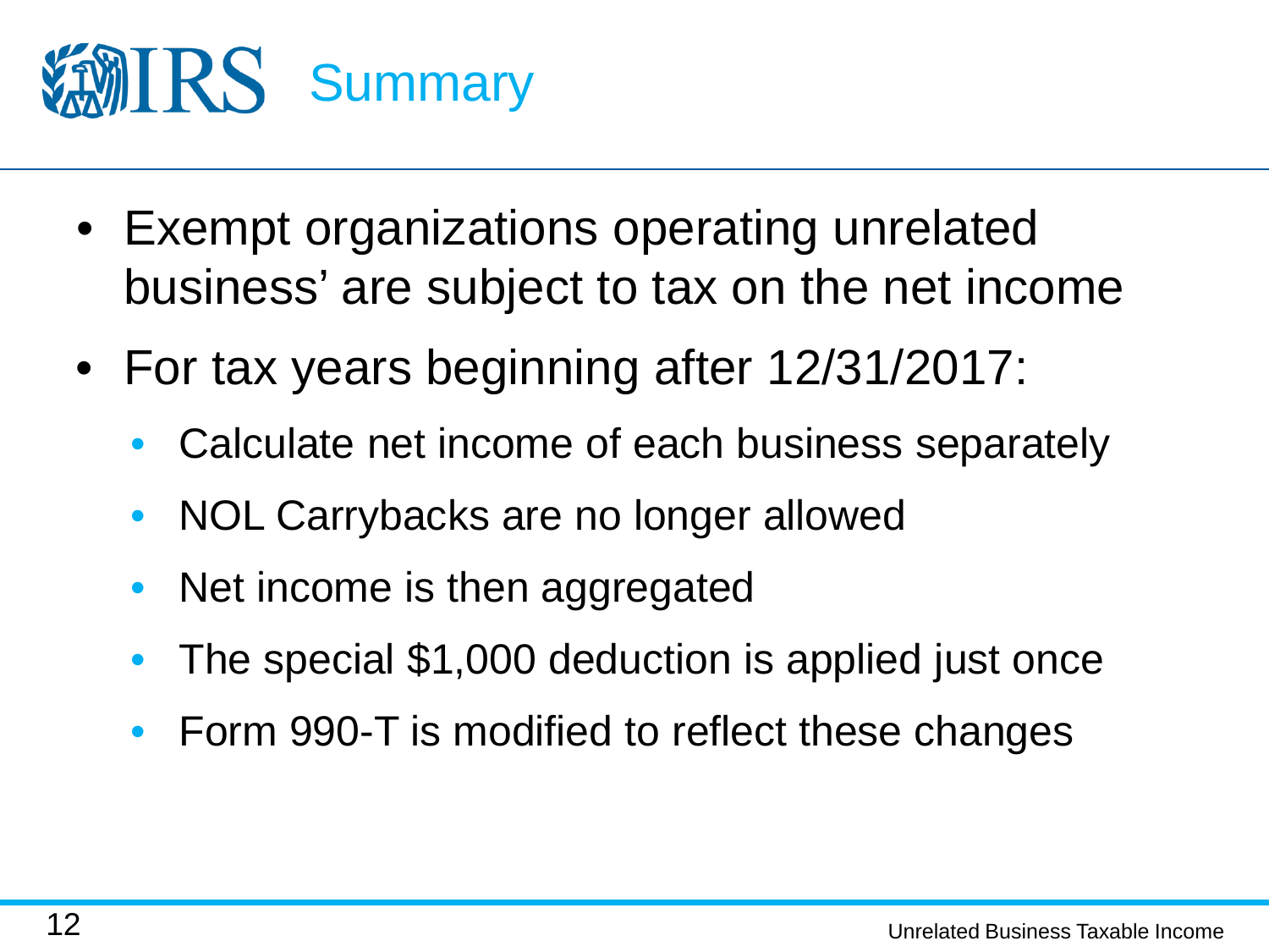# Summary

- Exempt organizations operating unrelated business' are subject to tax on the net income
- For tax years beginning after 12/31/2017:
  - Calculate net income of each business separately
  - NOL Carrybacks are no longer allowed
  - Net income is then aggregated
  - The special $1,000 deduction is applied just once
  - Form 990-T is modified to reflect these changes